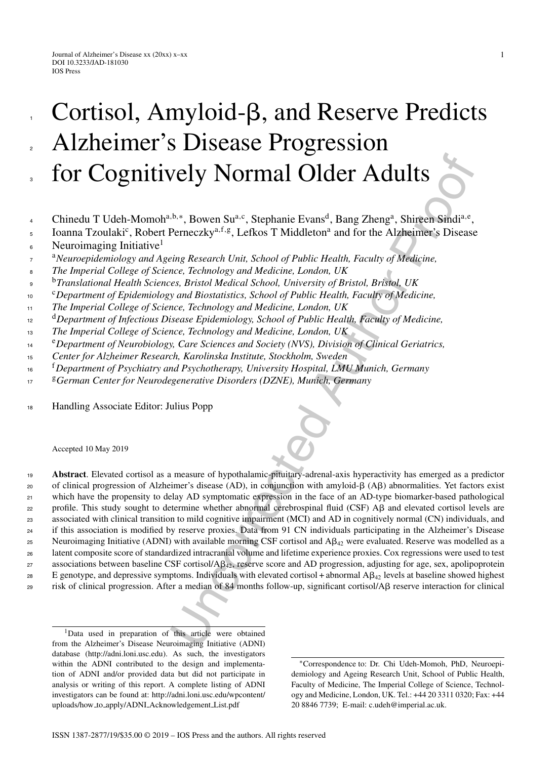# Cortisol, Amyloid-β, and Reserve Predicts Alzheimer's Disease Progression for Cognitively Normal Older Adults

Chinedu T Udeh-Momoh[a,b,*], Bowen Su[a,c], Stephanie Evans[d], Bang Zheng[a], Shireen Sindi[a,e], Ioanna Tzoulaki[c], Robert Perneczky[a,f,g], Lefkos T Middleton[a] and for the Alzheimer's Disease Neuroimaging Initiative[1]

[a]*Neuroepidemiology and Ageing Research Unit, School of Public Health, Faculty of Medicine, The Imperial College of Science, Technology and Medicine, London, UK*

[b]*Translational Health Sciences, Bristol Medical School, University of Bristol, Bristol, UK*

[c]*Department of Epidemiology and Biostatistics, School of Public Health, Faculty of Medicine, The Imperial College of Science, Technology and Medicine, London, UK*

[d]*Department of Infectious Disease Epidemiology, School of Public Health, Faculty of Medicine, The Imperial College of Science, Technology and Medicine, London, UK*

[e]*Department of Neurobiology, Care Sciences and Society (NVS), Division of Clinical Geriatrics, Center for Alzheimer Research, Karolinska Institute, Stockholm, Sweden*

[f]*Department of Psychiatry and Psychotherapy, University Hospital, LMU Munich, Germany*

[g]*German Center for Neurodegenerative Disorders (DZNE), Munich, Germany*

Handling Associate Editor: Julius Popp

Accepted 10 May 2019

**Abstract**. Elevated cortisol as a measure of hypothalamic-pituitary-adrenal-axis hyperactivity has emerged as a predictor of clinical progression of Alzheimer's disease (AD), in conjunction with amyloid-β (Aβ) abnormalities. Yet factors exist which have the propensity to delay AD symptomatic expression in the face of an AD-type biomarker-based pathological profile. This study sought to determine whether abnormal cerebrospinal fluid (CSF) Aβ and elevated cortisol levels are associated with clinical transition to mild cognitive impairment (MCI) and AD in cognitively normal (CN) individuals, and if this association is modified by reserve proxies. Data from 91 CN individuals participating in the Alzheimer's Disease Neuroimaging Initiative (ADNI) with available morning CSF cortisol and $A\beta_{42}$ were evaluated. Reserve was modelled as a latent composite score of standardized intracranial volume and lifetime experience proxies. Cox regressions were used to test associations between baseline CSF cortisol/$A\beta_{42}$, reserve score and AD progression, adjusting for age, sex, apolipoprotein E genotype, and depressive symptoms. Individuals with elevated cortisol + abnormal $A\beta_{42}$ levels at baseline showed highest risk of clinical progression. After a median of 84 months follow-up, significant cortisol/Aβ reserve interaction for clinical

[1]Data used in preparation of this article were obtained from the Alzheimer's Disease Neuroimaging Initiative (ADNI) database (http://adni.loni.usc.edu). As such, the investigators within the ADNI contributed to the design and implementation of ADNI and/or provided data but did not participate in analysis or writing of this report. A complete listing of ADNI investigators can be found at: http://adni.loni.usc.edu/wpcontent/uploads/how_to_apply/ADNI_Acknowledgement_List.pdf

*Correspondence to: Dr. Chi Udeh-Momoh, PhD, Neuroepidemiology and Ageing Research Unit, School of Public Health, Faculty of Medicine, The Imperial College of Science, Technology and Medicine, London, UK. Tel.: +44 20 3311 0320; Fax: +44 20 8846 7739; E-mail: c.udeh@imperial.ac.uk.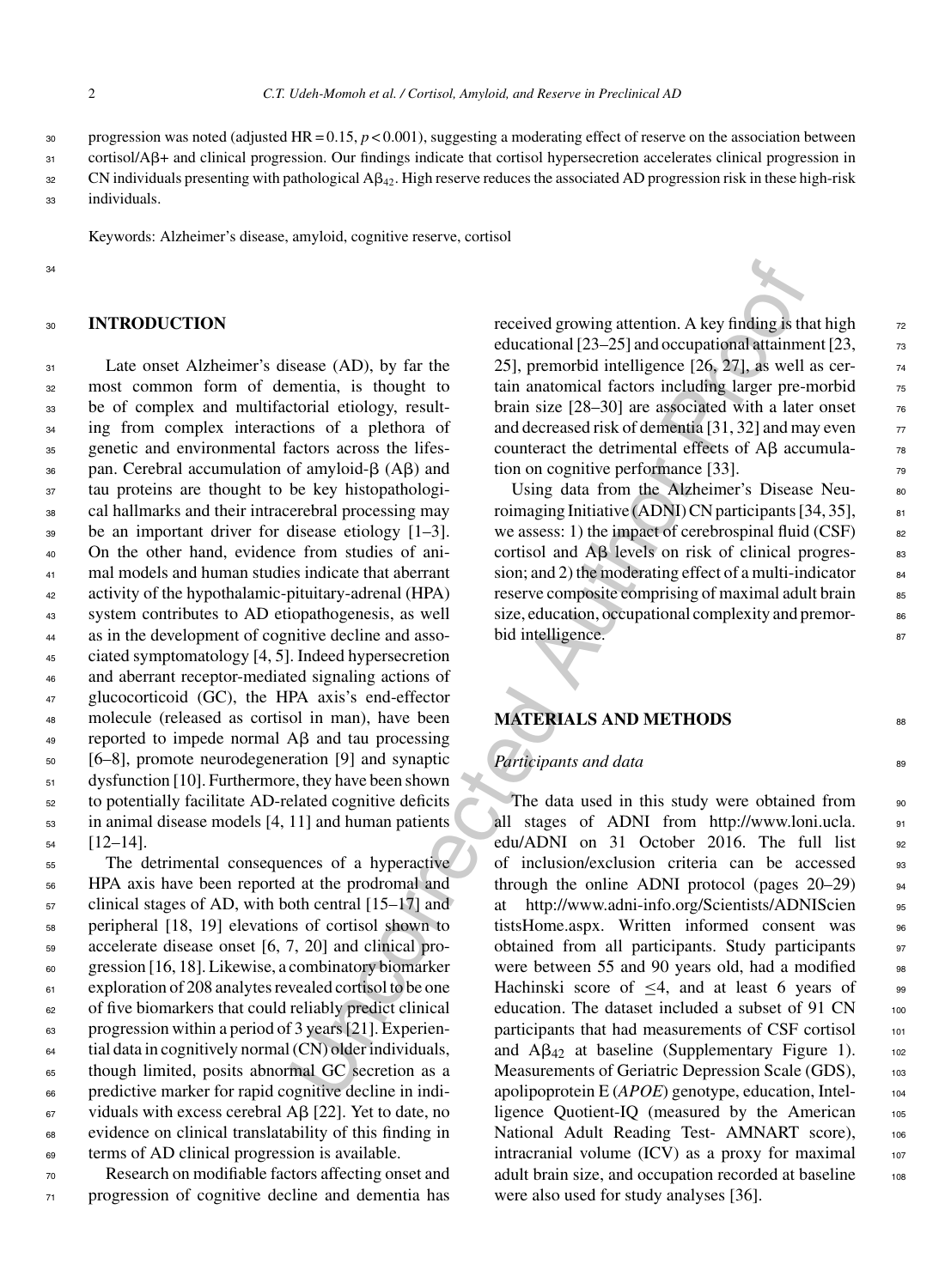progression was noted (adjusted HR = 0.15, $p < 0.001$), suggesting a moderating effect of reserve on the association between cortisol/Aβ+ and clinical progression. Our findings indicate that cortisol hypersecretion accelerates clinical progression in CN individuals presenting with pathological $A\beta_{42}$. High reserve reduces the associated AD progression risk in these high-risk individuals.

Keywords: Alzheimer's disease, amyloid, cognitive reserve, cortisol

## INTRODUCTION

Late onset Alzheimer's disease (AD), by far the most common form of dementia, is thought to be of complex and multifactorial etiology, resulting from complex interactions of a plethora of genetic and environmental factors across the lifespan. Cerebral accumulation of amyloid-β (Aβ) and tau proteins are thought to be key histopathological hallmarks and their intracerebral processing may be an important driver for disease etiology [1–3]. On the other hand, evidence from studies of animal models and human studies indicate that aberrant activity of the hypothalamic-pituitary-adrenal (HPA) system contributes to AD etiopathogenesis, as well as in the development of cognitive decline and associated symptomatology [4, 5]. Indeed hypersecretion and aberrant receptor-mediated signaling actions of glucocorticoid (GC), the HPA axis's end-effector molecule (released as cortisol in man), have been reported to impede normal Aβ and tau processing [6–8], promote neurodegeneration [9] and synaptic dysfunction [10]. Furthermore, they have been shown to potentially facilitate AD-related cognitive deficits in animal disease models [4, 11] and human patients [12–14].

The detrimental consequences of a hyperactive HPA axis have been reported at the prodromal and clinical stages of AD, with both central [15–17] and peripheral [18, 19] elevations of cortisol shown to accelerate disease onset [6, 7, 20] and clinical progression [16, 18]. Likewise, a combinatory biomarker exploration of 208 analytes revealed cortisol to be one of five biomarkers that could reliably predict clinical progression within a period of 3 years [21]. Experiential data in cognitively normal (CN) older individuals, though limited, posits abnormal GC secretion as a predictive marker for rapid cognitive decline in individuals with excess cerebral Aβ [22]. Yet to date, no evidence on clinical translatability of this finding in terms of AD clinical progression is available.

Research on modifiable factors affecting onset and progression of cognitive decline and dementia has received growing attention. A key finding is that high educational [23–25] and occupational attainment [23, 25], premorbid intelligence [26, 27], as well as certain anatomical factors including larger pre-morbid brain size [28–30] are associated with a later onset and decreased risk of dementia [31, 32] and may even counteract the detrimental effects of Aβ accumulation on cognitive performance [33].

Using data from the Alzheimer's Disease Neuroimaging Initiative (ADNI) CN participants [34, 35], we assess: 1) the impact of cerebrospinal fluid (CSF) cortisol and Aβ levels on risk of clinical progression; and 2) the moderating effect of a multi-indicator reserve composite comprising of maximal adult brain size, education, occupational complexity and premorbid intelligence.

## MATERIALS AND METHODS

### *Participants and data*

The data used in this study were obtained from all stages of ADNI from http://www.loni.ucla.edu/ADNI on 31 October 2016. The full list of inclusion/exclusion criteria can be accessed through the online ADNI protocol (pages 20–29) at http://www.adni-info.org/Scientists/ADNIScientistsHome.aspx. Written informed consent was obtained from all participants. Study participants were between 55 and 90 years old, had a modified Hachinski score of ≤4, and at least 6 years of education. The dataset included a subset of 91 CN participants that had measurements of CSF cortisol and $A\beta_{42}$ at baseline (Supplementary Figure 1). Measurements of Geriatric Depression Scale (GDS), apolipoprotein E (*APOE*) genotype, education, Intelligence Quotient-IQ (measured by the American National Adult Reading Test- AMNART score), intracranial volume (ICV) as a proxy for maximal adult brain size, and occupation recorded at baseline were also used for study analyses [36].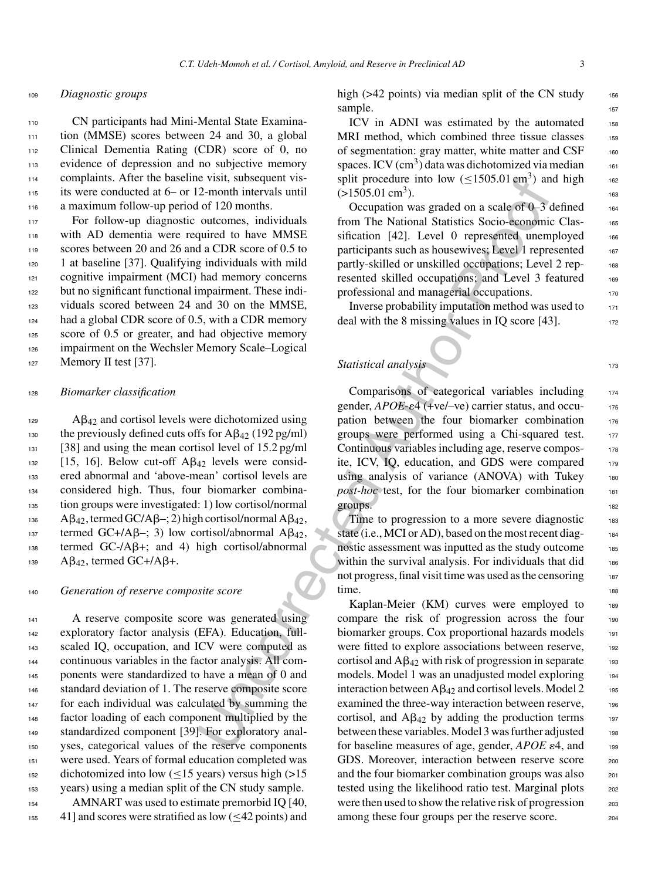### *Diagnostic groups*

CN participants had Mini-Mental State Examination (MMSE) scores between 24 and 30, a global Clinical Dementia Rating (CDR) score of 0, no evidence of depression and no subjective memory complaints. After the baseline visit, subsequent visits were conducted at 6– or 12-month intervals until a maximum follow-up period of 120 months.

For follow-up diagnostic outcomes, individuals with AD dementia were required to have MMSE scores between 20 and 26 and a CDR score of 0.5 to 1 at baseline [37]. Qualifying individuals with mild cognitive impairment (MCI) had memory concerns but no significant functional impairment. These individuals scored between 24 and 30 on the MMSE, had a global CDR score of 0.5, with a CDR memory score of 0.5 or greater, and had objective memory impairment on the Wechsler Memory Scale–Logical Memory II test [37].

### *Biomarker classification*

$A\beta_{42}$ and cortisol levels were dichotomized using the previously defined cuts offs for $A\beta_{42}$ (192 pg/ml) [38] and using the mean cortisol level of 15.2 pg/ml [15, 16]. Below cut-off $A\beta_{42}$ levels were considered abnormal and 'above-mean' cortisol levels are considered high. Thus, four biomarker combination groups were investigated: 1) low cortisol/normal $A\beta_{42}$, termed GC/Aβ–; 2) high cortisol/normal $A\beta_{42}$, termed GC+/Aβ–; 3) low cortisol/abnormal $A\beta_{42}$, termed GC-/Aβ+; and 4) high cortisol/abnormal $A\beta_{42}$, termed GC+/Aβ+.

### *Generation of reserve composite score*

A reserve composite score was generated using exploratory factor analysis (EFA). Education, full-scaled IQ, occupation, and ICV were computed as continuous variables in the factor analysis. All components were standardized to have a mean of 0 and standard deviation of 1. The reserve composite score for each individual was calculated by summing the factor loading of each component multiplied by the standardized component [39]. For exploratory analyses, categorical values of the reserve components were used. Years of formal education completed was dichotomized into low ($\leq$15 years) versus high (>15 years) using a median split of the CN study sample.

AMNART was used to estimate premorbid IQ [40, 41] and scores were stratified as low ($\leq$42 points) and high (>42 points) via median split of the CN study sample.

ICV in ADNI was estimated by the automated MRI method, which combined three tissue classes of segmentation: gray matter, white matter and CSF spaces. ICV ($cm^3$) data was dichotomized via median split procedure into low ($\leq$1505.01 $cm^3$) and high (>1505.01 $cm^3$).

Occupation was graded on a scale of 0–3 defined from The National Statistics Socio-economic Classification [42]. Level 0 represented unemployed participants such as housewives; Level 1 represented partly-skilled or unskilled occupations; Level 2 represented skilled occupations; and Level 3 featured professional and managerial occupations.

Inverse probability imputation method was used to deal with the 8 missing values in IQ score [43].

### *Statistical analysis*

Comparisons of categorical variables including gender, *APOE*-ε4 (+ve/–ve) carrier status, and occupation between the four biomarker combination groups were performed using a Chi-squared test. Continuous variables including age, reserve composite, ICV, IQ, education, and GDS were compared using analysis of variance (ANOVA) with Tukey *post-hoc* test, for the four biomarker combination groups.

Time to progression to a more severe diagnostic state (i.e., MCI or AD), based on the most recent diagnostic assessment was inputted as the study outcome within the survival analysis. For individuals that did not progress, final visit time was used as the censoring time.

Kaplan-Meier (KM) curves were employed to compare the risk of progression across the four biomarker groups. Cox proportional hazards models were fitted to explore associations between reserve, cortisol and $A\beta_{42}$ with risk of progression in separate models. Model 1 was an unadjusted model exploring interaction between $A\beta_{42}$ and cortisol levels. Model 2 examined the three-way interaction between reserve, cortisol, and $A\beta_{42}$ by adding the production terms between these variables. Model 3 was further adjusted for baseline measures of age, gender, *APOE* ε4, and GDS. Moreover, interaction between reserve score and the four biomarker combination groups was also tested using the likelihood ratio test. Marginal plots were then used to show the relative risk of progression among these four groups per the reserve score.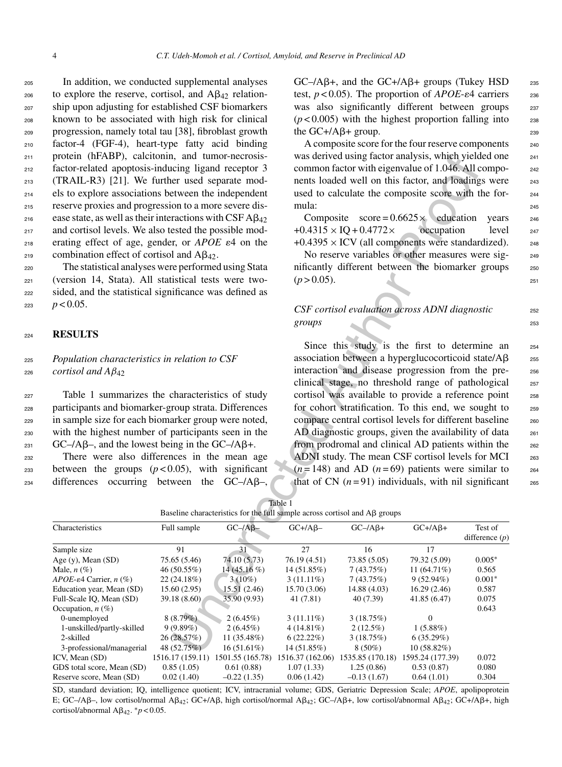In addition, we conducted supplemental analyses to explore the reserve, cortisol, and $A\beta_{42}$ relationship upon adjusting for established CSF biomarkers known to be associated with high risk for clinical progression, namely total tau [38], fibroblast growth factor-4 (FGF-4), heart-type fatty acid binding protein (hFABP), calcitonin, and tumor-necrosis-factor-related apoptosis-inducing ligand receptor 3 (TRAIL-R3) [21]. We further used separate models to explore associations between the independent reserve proxies and progression to a more severe disease state, as well as their interactions with CSF $A\beta_{42}$ and cortisol levels. We also tested the possible moderating effect of age, gender, or *APOE* $\varepsilon$4 on the combination effect of cortisol and $A\beta_{42}$.

The statistical analyses were performed using Stata (version 14, Stata). All statistical tests were two-sided, and the statistical significance was defined as $p < 0.05$.

## RESULTS

### *Population characteristics in relation to CSF cortisol and $A\beta_{42}$*

Table 1 summarizes the characteristics of study participants and biomarker-group strata. Differences in sample size for each biomarker group were noted, with the highest number of participants seen in the GC–/Aβ–, and the lowest being in the GC–/Aβ+.

There were also differences in the mean age between the groups ($p < 0.05$), with significant differences occurring between the GC–/Aβ–, GC–/Aβ+, and the GC+/Aβ+ groups (Tukey HSD test, $p < 0.05$). The proportion of *APOE*-$\varepsilon$4 carriers was also significantly different between groups ($p < 0.005$) with the highest proportion falling into the GC+/Aβ+ group.

A composite score for the four reserve components was derived using factor analysis, which yielded one common factor with eigenvalue of 1.046. All components loaded well on this factor, and loadings were used to calculate the composite score with the formula:

$$\text{Composite score} = 0.6625 \times \text{education years} + 0.4315 \times \text{IQ} + 0.4772 \times \text{occupation level} + 0.4395 \times \text{ICV (all components were standardized).}$$

No reserve variables or other measures were significantly different between the biomarker groups ($p > 0.05$).

### *CSF cortisol evaluation across ADNI diagnostic groups*

Since this study is the first to determine an association between a hyperglucocorticoid state/Aβ interaction and disease progression from the preclinical stage, no threshold range of pathological cortisol was available to provide a reference point for cohort stratification. To this end, we sought to compare central cortisol levels for different baseline AD diagnostic groups, given the availability of data from prodromal and clinical AD patients within the ADNI study. The mean CSF cortisol levels for MCI ($n = 148$) and AD ($n = 69$) patients were similar to that of CN ($n = 91$) individuals, with nil significant

Table 1
Baseline characteristics for the full sample across cortisol and Aβ groups

| Characteristics | Full sample | GC–/Aβ– | GC+/Aβ– | GC–/Aβ+ | GC+/Aβ+ | Test of difference (*p*) |
|---|---|---|---|---|---|---|
| Sample size | 91 | 31 | 27 | 16 | 17 | |
| Age (y), Mean (SD) | 75.65 (5.46) | 74.10 (5.73) | 76.19 (4.51) | 73.85 (5.05) | 79.32 (5.09) | 0.005* |
| Male, *n* (%) | 46 (50.55%) | 14 (45.16 %) | 14 (51.85%) | 7 (43.75%) | 11 (64.71%) | 0.565 |
| *APOE*-ε4 Carrier, *n* (%) | 22 (24.18%) | 3 (10%) | 3 (11.11%) | 7 (43.75%) | 9 (52.94%) | 0.001* |
| Education year, Mean (SD) | 15.60 (2.95) | 15.51 (2.46) | 15.70 (3.06) | 14.88 (4.03) | 16.29 (2.46) | 0.587 |
| Full-Scale IQ, Mean (SD) | 39.18 (8.60) | 35.90 (9.93) | 41 (7.81) | 40 (7.39) | 41.85 (6.47) | 0.075 |
| Occupation, *n* (%) | | | | | | 0.643 |
| 0-unemployed | 8 (8.79%) | 2 (6.45%) | 3 (11.11%) | 3 (18.75%) | 0 | |
| 1-unskilled/partly-skilled | 9 (9.89%) | 2 (6.45%) | 4 (14.81%) | 2 (12.5%) | 1 (5.88%) | |
| 2-skilled | 26 (28.57%) | 11 (35.48%) | 6 (22.22%) | 3 (18.75%) | 6 (35.29%) | |
| 3-professional/managerial | 48 (52.75%) | 16 (51.61%) | 14 (51.85%) | 8 (50%) | 10 (58.82%) | |
| ICV, Mean (SD) | 1516.17 (159.11) | 1501.55 (165.78) | 1516.37 (162.06) | 1535.85 (170.18) | 1595.24 (177.39) | 0.072 |
| GDS total score, Mean (SD) | 0.85 (1.05) | 0.61 (0.88) | 1.07 (1.33) | 1.25 (0.86) | 0.53 (0.87) | 0.080 |
| Reserve score, Mean (SD) | 0.02 (1.40) | –0.22 (1.35) | 0.06 (1.42) | –0.13 (1.67) | 0.64 (1.01) | 0.304 |

SD, standard deviation; IQ, intelligence quotient; ICV, intracranial volume; GDS, Geriatric Depression Scale; *APOE*, apolipoprotein E; GC–/Aβ–, low cortisol/normal $A\beta_{42}$; GC+/Aβ, high cortisol/normal $A\beta_{42}$; GC–/Aβ+, low cortisol/abnormal $A\beta_{42}$; GC+/Aβ+, high cortisol/abnormal $A\beta_{42}$. *$p < 0.05$.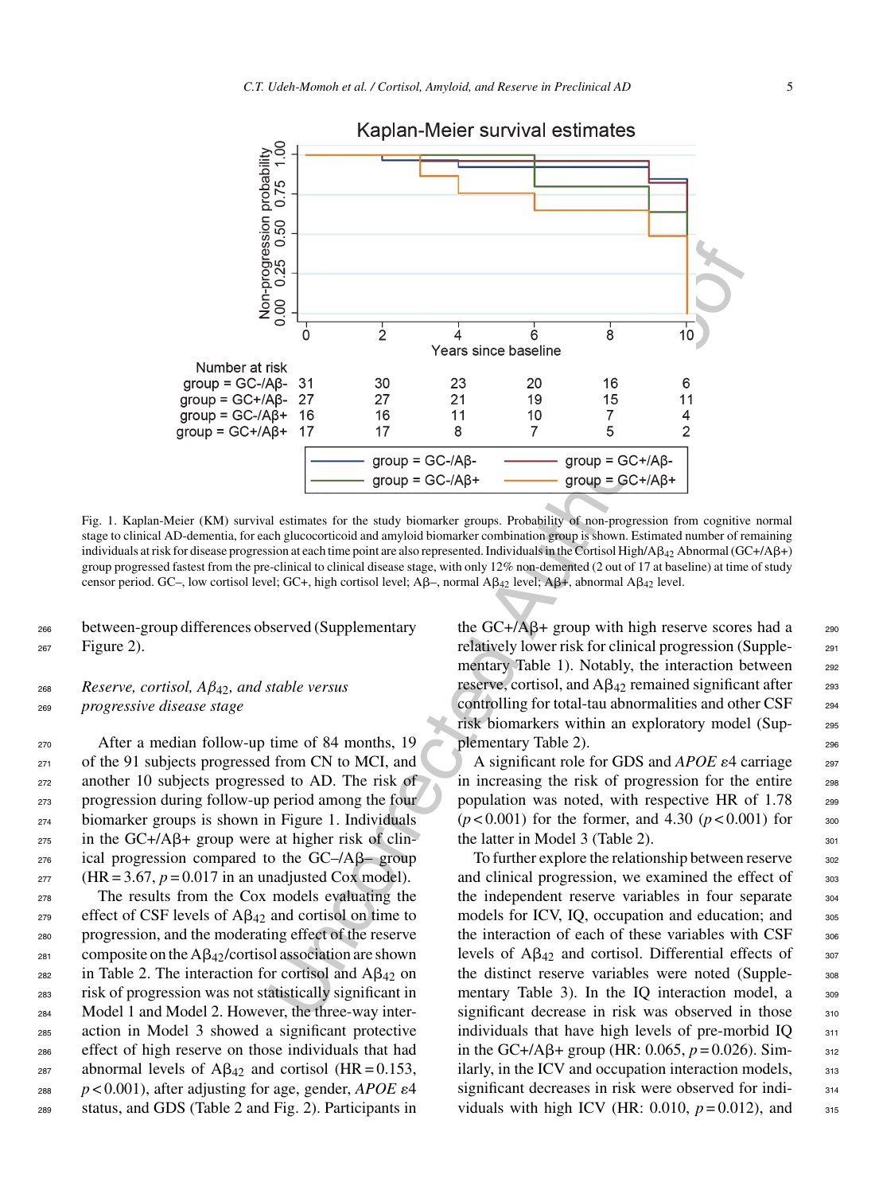Kaplan-Meier survival estimates

| Number at risk | 0 | 2 | 4 | 6 | 8 | 10 |
|---|---|---|---|---|---|---|
| group = GC-/Aβ- | 31 | 30 | 23 | 20 | 16 | 6 |
| group = GC+/Aβ- | 27 | 27 | 21 | 19 | 15 | 11 |
| group = GC-/Aβ+ | 16 | 16 | 11 | 10 | 7 | 4 |
| group = GC+/Aβ+ | 17 | 17 | 8 | 7 | 5 | 2 |

Fig. 1. Kaplan-Meier (KM) survival estimates for the study biomarker groups. Probability of non-progression from cognitive normal stage to clinical AD-dementia, for each glucocorticoid and amyloid biomarker combination group is shown. Estimated number of remaining individuals at risk for disease progression at each time point are also represented. Individuals in the Cortisol High/A$\beta_{42}$ Abnormal (GC+/Aβ+) group progressed fastest from the pre-clinical to clinical disease stage, with only 12% non-demented (2 out of 17 at baseline) at time of study censor period. GC–, low cortisol level; GC+, high cortisol level; Aβ–, normal A$\beta_{42}$ level; Aβ+, abnormal A$\beta_{42}$ level.

between-group differences observed (Supplementary Figure 2).

### *Reserve, cortisol, A$\beta_{42}$, and stable versus progressive disease stage*

After a median follow-up time of 84 months, 19 of the 91 subjects progressed from CN to MCI, and another 10 subjects progressed to AD. The risk of progression during follow-up period among the four biomarker groups is shown in Figure 1. Individuals in the GC+/Aβ+ group were at higher risk of clinical progression compared to the GC–/Aβ– group (HR = 3.67, $p = 0.017$ in an unadjusted Cox model).

The results from the Cox models evaluating the effect of CSF levels of A$\beta_{42}$ and cortisol on time to progression, and the moderating effect of the reserve composite on the A$\beta_{42}$/cortisol association are shown in Table 2. The interaction for cortisol and A$\beta_{42}$ on risk of progression was not statistically significant in Model 1 and Model 2. However, the three-way interaction in Model 3 showed a significant protective effect of high reserve on those individuals that had abnormal levels of A$\beta_{42}$ and cortisol (HR = 0.153, $p < 0.001$), after adjusting for age, gender, *APOE* $\varepsilon$4 status, and GDS (Table 2 and Fig. 2). Participants in the GC+/Aβ+ group with high reserve scores had a relatively lower risk for clinical progression (Supplementary Table 1). Notably, the interaction between reserve, cortisol, and A$\beta_{42}$ remained significant after controlling for total-tau abnormalities and other CSF risk biomarkers within an exploratory model (Supplementary Table 2).

A significant role for GDS and *APOE* $\varepsilon$4 carriage in increasing the risk of progression for the entire population was noted, with respective HR of 1.78 ($p < 0.001$) for the former, and 4.30 ($p < 0.001$) for the latter in Model 3 (Table 2).

To further explore the relationship between reserve and clinical progression, we examined the effect of the independent reserve variables in four separate models for ICV, IQ, occupation and education; and the interaction of each of these variables with CSF levels of A$\beta_{42}$ and cortisol. Differential effects of the distinct reserve variables were noted (Supplementary Table 3). In the IQ interaction model, a significant decrease in risk was observed in those individuals that have high levels of pre-morbid IQ in the GC+/Aβ+ group (HR: 0.065, $p = 0.026$). Similarly, in the ICV and occupation interaction models, significant decreases in risk were observed for individuals with high ICV (HR: 0.010, $p = 0.012$), and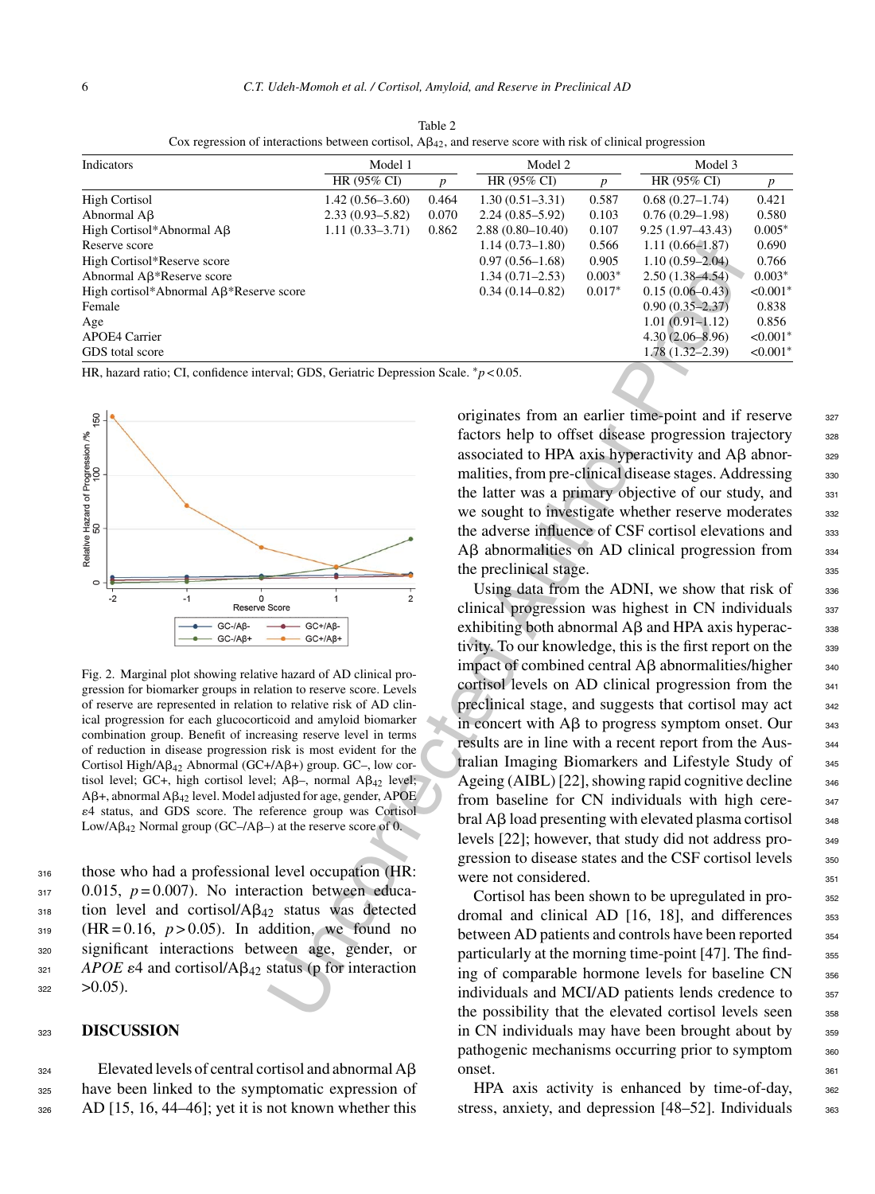Table 2

Cox regression of interactions between cortisol, $A\beta_{42}$, and reserve score with risk of clinical progression

| Indicators | Model 1 | | Model 2 | | Model 3 | |
|---|---|---|---|---|---|---|
| | HR (95% CI) | $p$ | HR (95% CI) | $p$ | HR (95% CI) | $p$ |
| High Cortisol | 1.42 (0.56–3.60) | 0.464 | 1.30 (0.51–3.31) | 0.587 | 0.68 (0.27–1.74) | 0.421 |
| Abnormal Aβ | 2.33 (0.93–5.82) | 0.070 | 2.24 (0.85–5.92) | 0.103 | 0.76 (0.29–1.98) | 0.580 |
| High Cortisol*Abnormal Aβ | 1.11 (0.33–3.71) | 0.862 | 2.88 (0.80–10.40) | 0.107 | 9.25 (1.97–43.43) | 0.005* |
| Reserve score | | | 1.14 (0.73–1.80) | 0.566 | 1.11 (0.66–1.87) | 0.690 |
| High Cortisol*Reserve score | | | 0.97 (0.56–1.68) | 0.905 | 1.10 (0.59–2.04) | 0.766 |
| Abnormal Aβ*Reserve score | | | 1.34 (0.71–2.53) | 0.003* | 2.50 (1.38–4.54) | 0.003* |
| High cortisol*Abnormal Aβ*Reserve score | | | 0.34 (0.14–0.82) | 0.017* | 0.15 (0.06–0.43) | <0.001* |
| Female | | | | | 0.90 (0.35–2.37) | 0.838 |
| Age | | | | | 1.01 (0.91–1.12) | 0.856 |
| APOE4 Carrier | | | | | 4.30 (2.06–8.96) | <0.001* |
| GDS total score | | | | | 1.78 (1.32–2.39) | <0.001* |

HR, hazard ratio; CI, confidence interval; GDS, Geriatric Depression Scale. *$p<0.05$.

Fig. 2. Marginal plot showing relative hazard of AD clinical progression for biomarker groups in relation to reserve score. Levels of reserve are represented in relation to relative risk of AD clinical progression for each glucocorticoid and amyloid biomarker combination group. Benefit of increasing reserve level in terms of reduction in disease progression risk is most evident for the Cortisol High/$A\beta_{42}$ Abnormal (GC+/Aβ+) group. GC–, low cortisol level; GC+, high cortisol level; Aβ–, normal $A\beta_{42}$ level; Aβ+, abnormal $A\beta_{42}$ level. Model adjusted for age, gender, APOE $\varepsilon$4 status, and GDS score. The reference group was Cortisol Low/$A\beta_{42}$ Normal group (GC–/Aβ–) at the reserve score of 0.

those who had a professional level occupation (HR: 0.015, $p=0.007$). No interaction between education level and cortisol/$A\beta_{42}$ status was detected (HR = 0.16, $p>0.05$). In addition, we found no significant interactions between age, gender, or *APOE* $\varepsilon$4 and cortisol/$A\beta_{42}$ status (p for interaction >0.05).

## DISCUSSION

Elevated levels of central cortisol and abnormal Aβ have been linked to the symptomatic expression of AD [15, 16, 44–46]; yet it is not known whether this originates from an earlier time-point and if reserve factors help to offset disease progression trajectory associated to HPA axis hyperactivity and Aβ abnormalities, from pre-clinical disease stages. Addressing the latter was a primary objective of our study, and we sought to investigate whether reserve moderates the adverse influence of CSF cortisol elevations and Aβ abnormalities on AD clinical progression from the preclinical stage.

Using data from the ADNI, we show that risk of clinical progression was highest in CN individuals exhibiting both abnormal Aβ and HPA axis hyperactivity. To our knowledge, this is the first report on the impact of combined central Aβ abnormalities/higher cortisol levels on AD clinical progression from the preclinical stage, and suggests that cortisol may act in concert with Aβ to progress symptom onset. Our results are in line with a recent report from the Australian Imaging Biomarkers and Lifestyle Study of Ageing (AIBL) [22], showing rapid cognitive decline from baseline for CN individuals with high cerebral Aβ load presenting with elevated plasma cortisol levels [22]; however, that study did not address progression to disease states and the CSF cortisol levels were not considered.

Cortisol has been shown to be upregulated in prodromal and clinical AD [16, 18], and differences between AD patients and controls have been reported particularly at the morning time-point [47]. The finding of comparable hormone levels for baseline CN individuals and MCI/AD patients lends credence to the possibility that the elevated cortisol levels seen in CN individuals may have been brought about by pathogenic mechanisms occurring prior to symptom onset.

HPA axis activity is enhanced by time-of-day, stress, anxiety, and depression [48–52]. Individuals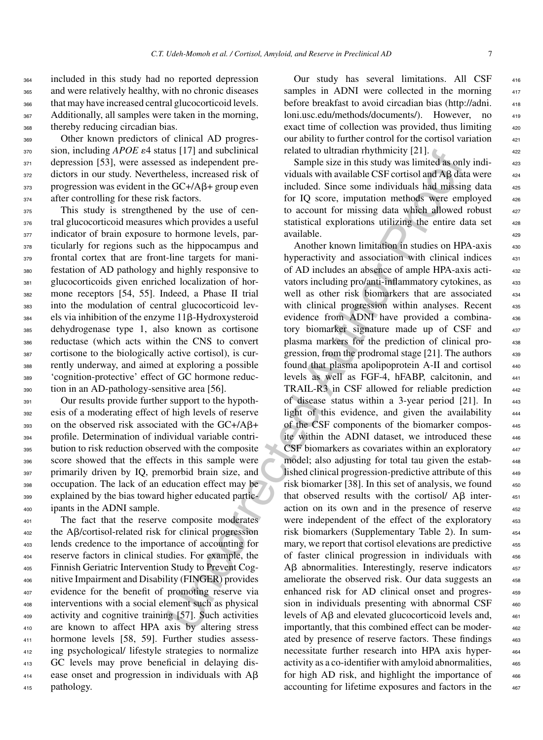included in this study had no reported depression and were relatively healthy, with no chronic diseases that may have increased central glucocorticoid levels. Additionally, all samples were taken in the morning, thereby reducing circadian bias.

Other known predictors of clinical AD progression, including *APOE* $\varepsilon$4 status [17] and subclinical depression [53], were assessed as independent predictors in our study. Nevertheless, increased risk of progression was evident in the GC+/Aβ+ group even after controlling for these risk factors.

This study is strengthened by the use of central glucocorticoid measures which provides a useful indicator of brain exposure to hormone levels, particularly for regions such as the hippocampus and frontal cortex that are front-line targets for manifestation of AD pathology and highly responsive to glucocorticoids given enriched localization of hormone receptors [54, 55]. Indeed, a Phase II trial into the modulation of central glucocorticoid levels via inhibition of the enzyme 11β-Hydroxysteroid dehydrogenase type 1, also known as cortisone reductase (which acts within the CNS to convert cortisone to the biologically active cortisol), is currently underway, and aimed at exploring a possible 'cognition-protective' effect of GC hormone reduction in an AD-pathology-sensitive area [56].

Our results provide further support to the hypothesis of a moderating effect of high levels of reserve on the observed risk associated with the GC+/Aβ+ profile. Determination of individual variable contribution to risk reduction observed with the composite score showed that the effects in this sample were primarily driven by IQ, premorbid brain size, and occupation. The lack of an education effect may be explained by the bias toward higher educated participants in the ADNI sample.

The fact that the reserve composite moderates the Aβ/cortisol-related risk for clinical progression lends credence to the importance of accounting for reserve factors in clinical studies. For example, the Finnish Geriatric Intervention Study to Prevent Cognitive Impairment and Disability (FINGER) provides evidence for the benefit of promoting reserve via interventions with a social element such as physical activity and cognitive training [57]. Such activities are known to affect HPA axis by altering stress hormone levels [58, 59]. Further studies assessing psychological/ lifestyle strategies to normalize GC levels may prove beneficial in delaying disease onset and progression in individuals with Aβ pathology.

Our study has several limitations. All CSF samples in ADNI were collected in the morning before breakfast to avoid circadian bias (http://adni.loni.usc.edu/methods/documents/). However, no exact time of collection was provided, thus limiting our ability to further control for the cortisol variation related to ultradian rhythmicity [21].

Sample size in this study was limited as only individuals with available CSF cortisol and Aβ data were included. Since some individuals had missing data for IQ score, imputation methods were employed to account for missing data which allowed robust statistical explorations utilizing the entire data set available.

Another known limitation in studies on HPA-axis hyperactivity and association with clinical indices of AD includes an absence of ample HPA-axis activators including pro/anti-inflammatory cytokines, as well as other risk biomarkers that are associated with clinical progression within analyses. Recent evidence from ADNI have provided a combinatory biomarker signature made up of CSF and plasma markers for the prediction of clinical progression, from the prodromal stage [21]. The authors found that plasma apolipoprotein A-II and cortisol levels as well as FGF-4, hFABP, calcitonin, and TRAIL-R3 in CSF allowed for reliable prediction of disease status within a 3-year period [21]. In light of this evidence, and given the availability of the CSF components of the biomarker composite within the ADNI dataset, we introduced these CSF biomarkers as covariates within an exploratory model; also adjusting for total tau given the established clinical progression-predictive attribute of this risk biomarker [38]. In this set of analysis, we found that observed results with the cortisol/ Aβ interaction on its own and in the presence of reserve were independent of the effect of the exploratory risk biomarkers (Supplementary Table 2). In summary, we report that cortisol elevations are predictive of faster clinical progression in individuals with Aβ abnormalities. Interestingly, reserve indicators ameliorate the observed risk. Our data suggests an enhanced risk for AD clinical onset and progression in individuals presenting with abnormal CSF levels of Aβ and elevated glucocorticoid levels and, importantly, that this combined effect can be moderated by presence of reserve factors. These findings necessitate further research into HPA axis hyperactivity as a co-identifier with amyloid abnormalities, for high AD risk, and highlight the importance of accounting for lifetime exposures and factors in the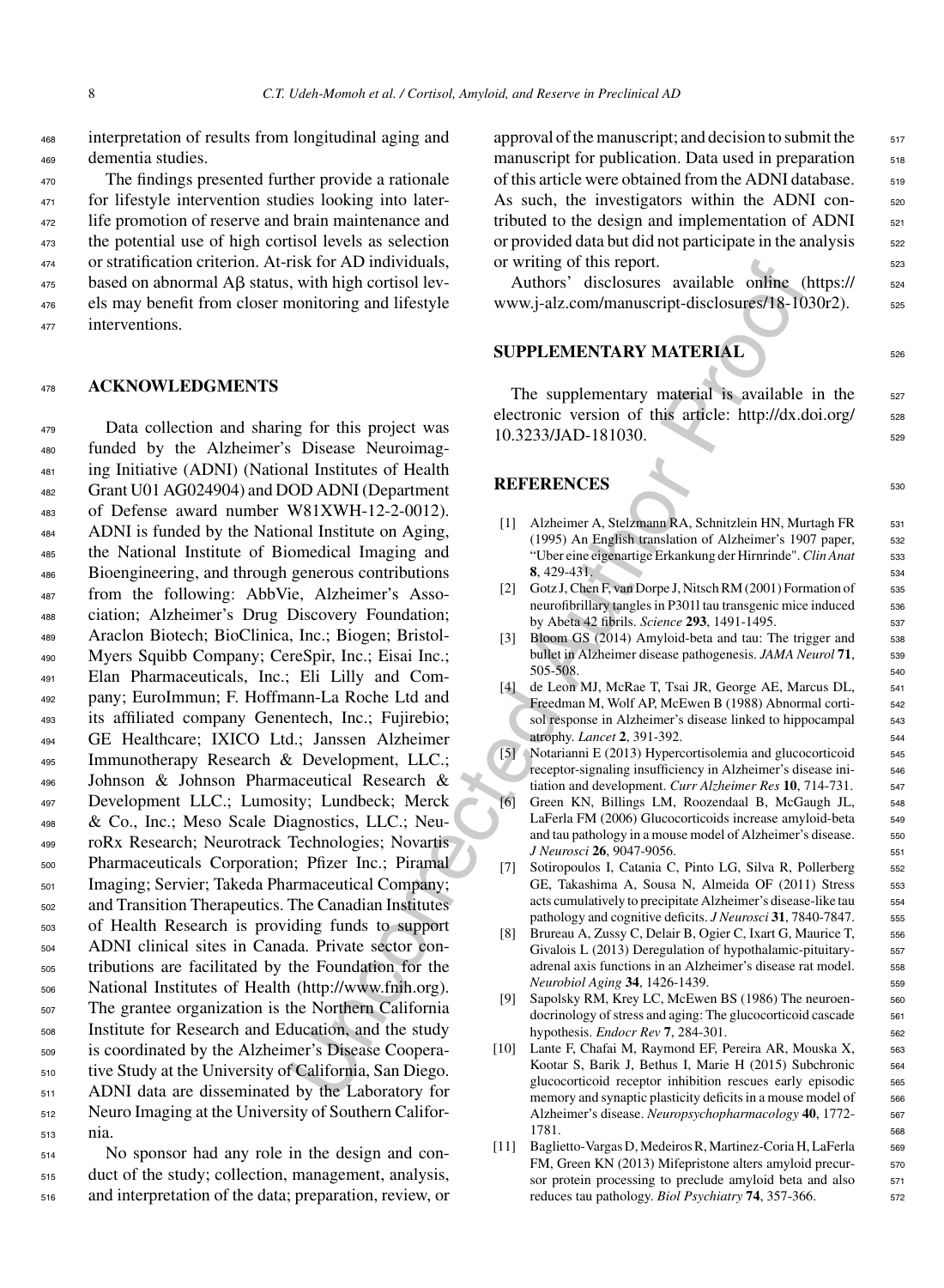interpretation of results from longitudinal aging and dementia studies.

The findings presented further provide a rationale for lifestyle intervention studies looking into later-life promotion of reserve and brain maintenance and the potential use of high cortisol levels as selection or stratification criterion. At-risk for AD individuals, based on abnormal Aβ status, with high cortisol levels may benefit from closer monitoring and lifestyle interventions.

## ACKNOWLEDGMENTS

Data collection and sharing for this project was funded by the Alzheimer's Disease Neuroimaging Initiative (ADNI) (National Institutes of Health Grant U01 AG024904) and DOD ADNI (Department of Defense award number W81XWH-12-2-0012). ADNI is funded by the National Institute on Aging, the National Institute of Biomedical Imaging and Bioengineering, and through generous contributions from the following: AbbVie, Alzheimer's Association; Alzheimer's Drug Discovery Foundation; Araclon Biotech; BioClinica, Inc.; Biogen; Bristol-Myers Squibb Company; CereSpir, Inc.; Eisai Inc.; Elan Pharmaceuticals, Inc.; Eli Lilly and Company; EuroImmun; F. Hoffmann-La Roche Ltd and its affiliated company Genentech, Inc.; Fujirebio; GE Healthcare; IXICO Ltd.; Janssen Alzheimer Immunotherapy Research & Development, LLC.; Johnson & Johnson Pharmaceutical Research & Development LLC.; Lumosity; Lundbeck; Merck & Co., Inc.; Meso Scale Diagnostics, LLC.; NeuroRx Research; Neurotrack Technologies; Novartis Pharmaceuticals Corporation; Pfizer Inc.; Piramal Imaging; Servier; Takeda Pharmaceutical Company; and Transition Therapeutics. The Canadian Institutes of Health Research is providing funds to support ADNI clinical sites in Canada. Private sector contributions are facilitated by the Foundation for the National Institutes of Health (http://www.fnih.org). The grantee organization is the Northern California Institute for Research and Education, and the study is coordinated by the Alzheimer's Disease Cooperative Study at the University of California, San Diego. ADNI data are disseminated by the Laboratory for Neuro Imaging at the University of Southern California.

No sponsor had any role in the design and conduct of the study; collection, management, analysis, and interpretation of the data; preparation, review, or approval of the manuscript; and decision to submit the manuscript for publication. Data used in preparation of this article were obtained from the ADNI database. As such, the investigators within the ADNI contributed to the design and implementation of ADNI or provided data but did not participate in the analysis or writing of this report.

Authors' disclosures available online (https://www.j-alz.com/manuscript-disclosures/18-1030r2).

## SUPPLEMENTARY MATERIAL

The supplementary material is available in the electronic version of this article: http://dx.doi.org/10.3233/JAD-181030.

## REFERENCES

[1] Alzheimer A, Stelzmann RA, Schnitzlein HN, Murtagh FR (1995) An English translation of Alzheimer's 1907 paper, "Uber eine eigenartige Erkankung der Hirnrinde". *Clin Anat* **8**, 429-431.

[2] Gotz J, Chen F, van Dorpe J, Nitsch RM (2001) Formation of neurofibrillary tangles in P301l tau transgenic mice induced by Abeta 42 fibrils. *Science* **293**, 1491-1495.

[3] Bloom GS (2014) Amyloid-beta and tau: The trigger and bullet in Alzheimer disease pathogenesis. *JAMA Neurol* **71**, 505-508.

[4] de Leon MJ, McRae T, Tsai JR, George AE, Marcus DL, Freedman M, Wolf AP, McEwen B (1988) Abnormal cortisol response in Alzheimer's disease linked to hippocampal atrophy. *Lancet* **2**, 391-392.

[5] Notarianni E (2013) Hypercortisolemia and glucocorticoid receptor-signaling insufficiency in Alzheimer's disease initiation and development. *Curr Alzheimer Res* **10**, 714-731.

[6] Green KN, Billings LM, Roozendaal B, McGaugh JL, LaFerla FM (2006) Glucocorticoids increase amyloid-beta and tau pathology in a mouse model of Alzheimer's disease. *J Neurosci* **26**, 9047-9056.

[7] Sotiropoulos I, Catania C, Pinto LG, Silva R, Pollerberg GE, Takashima A, Sousa N, Almeida OF (2011) Stress acts cumulatively to precipitate Alzheimer's disease-like tau pathology and cognitive deficits. *J Neurosci* **31**, 7840-7847.

[8] Brureau A, Zussy C, Delair B, Ogier C, Ixart G, Maurice T, Givalois L (2013) Deregulation of hypothalamic-pituitary-adrenal axis functions in an Alzheimer's disease rat model. *Neurobiol Aging* **34**, 1426-1439.

[9] Sapolsky RM, Krey LC, McEwen BS (1986) The neuroendocrinology of stress and aging: The glucocorticoid cascade hypothesis. *Endocr Rev* **7**, 284-301.

[10] Lante F, Chafai M, Raymond EF, Pereira AR, Mouska X, Kootar S, Barik J, Bethus I, Marie H (2015) Subchronic glucocorticoid receptor inhibition rescues early episodic memory and synaptic plasticity deficits in a mouse model of Alzheimer's disease. *Neuropsychopharmacology* **40**, 1772-1781.

[11] Baglietto-Vargas D, Medeiros R, Martinez-Coria H, LaFerla FM, Green KN (2013) Mifepristone alters amyloid precursor protein processing to preclude amyloid beta and also reduces tau pathology. *Biol Psychiatry* **74**, 357-366.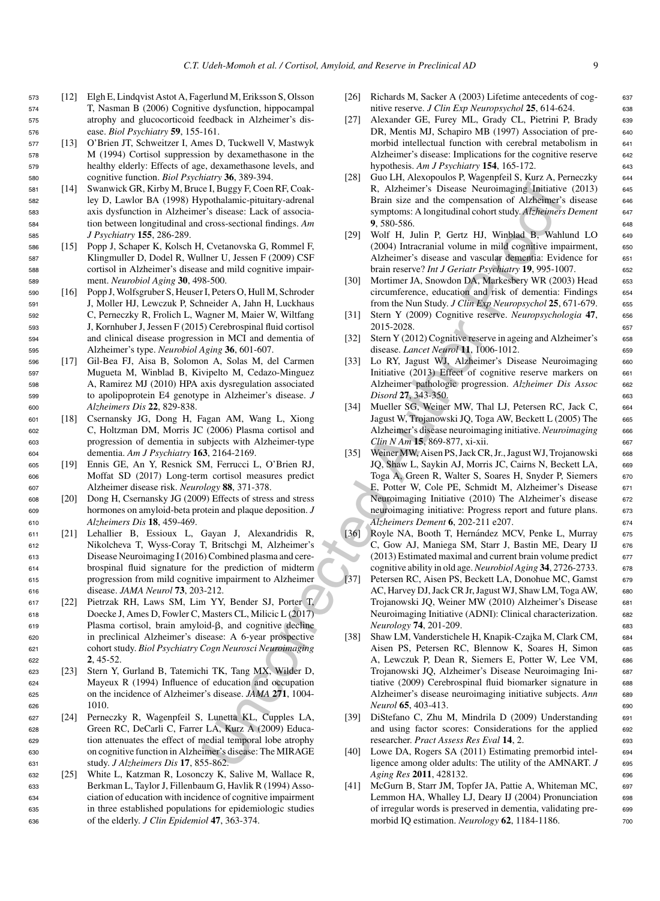[12] Elgh E, Lindqvist Astot A, Fagerlund M, Eriksson S, Olsson T, Nasman B (2006) Cognitive dysfunction, hippocampal atrophy and glucocorticoid feedback in Alzheimer's disease. *Biol Psychiatry* **59**, 155-161.

[13] O'Brien JT, Schweitzer I, Ames D, Tuckwell V, Mastwyk M (1994) Cortisol suppression by dexamethasone in the healthy elderly: Effects of age, dexamethasone levels, and cognitive function. *Biol Psychiatry* **36**, 389-394.

[14] Swanwick GR, Kirby M, Bruce I, Buggy F, Coen RF, Coakley D, Lawlor BA (1998) Hypothalamic-pituitary-adrenal axis dysfunction in Alzheimer's disease: Lack of association between longitudinal and cross-sectional findings. *Am J Psychiatry* **155**, 286-289.

[15] Popp J, Schaper K, Kolsch H, Cvetanovska G, Rommel F, Klingmuller D, Dodel R, Wullner U, Jessen F (2009) CSF cortisol in Alzheimer's disease and mild cognitive impairment. *Neurobiol Aging* **30**, 498-500.

[16] Popp J, Wolfsgruber S, Heuser I, Peters O, Hull M, Schroder J, Moller HJ, Lewczuk P, Schneider A, Jahn H, Luckhaus C, Perneczky R, Frolich L, Wagner M, Maier W, Wiltfang J, Kornhuber J, Jessen F (2015) Cerebrospinal fluid cortisol and clinical disease progression in MCI and dementia of Alzheimer's type. *Neurobiol Aging* **36**, 601-607.

[17] Gil-Bea FJ, Aisa B, Solomon A, Solas M, del Carmen Mugueta M, Winblad B, Kivipelto M, Cedazo-Minguez A, Ramirez MJ (2010) HPA axis dysregulation associated to apolipoprotein E4 genotype in Alzheimer's disease. *J Alzheimers Dis* **22**, 829-838.

[18] Csernansky JG, Dong H, Fagan AM, Wang L, Xiong C, Holtzman DM, Morris JC (2006) Plasma cortisol and progression of dementia in subjects with Alzheimer-type dementia. *Am J Psychiatry* **163**, 2164-2169.

[19] Ennis GE, An Y, Resnick SM, Ferrucci L, O'Brien RJ, Moffat SD (2017) Long-term cortisol measures predict Alzheimer disease risk. *Neurology* **88**, 371-378.

[20] Dong H, Csernansky JG (2009) Effects of stress and stress hormones on amyloid-beta protein and plaque deposition. *J Alzheimers Dis* **18**, 459-469.

[21] Lehallier B, Essioux L, Gayan J, Alexandridis R, Nikolcheva T, Wyss-Coray T, Britschgi M, Alzheimer's Disease Neuroimaging I (2016) Combined plasma and cerebrospinal fluid signature for the prediction of midterm progression from mild cognitive impairment to Alzheimer disease. *JAMA Neurol* **73**, 203-212.

[22] Pietrzak RH, Laws SM, Lim YY, Bender SJ, Porter T, Doecke J, Ames D, Fowler C, Masters CL, Milicic L (2017) Plasma cortisol, brain amyloid-β, and cognitive decline in preclinical Alzheimer's disease: A 6-year prospective cohort study. *Biol Psychiatry Cogn Neurosci Neuroimaging* **2**, 45-52.

[23] Stern Y, Gurland B, Tatemichi TK, Tang MX, Wilder D, Mayeux R (1994) Influence of education and occupation on the incidence of Alzheimer's disease. *JAMA* **271**, 1004-1010.

[24] Perneczky R, Wagenpfeil S, Lunetta KL, Cupples LA, Green RC, DeCarli C, Farrer LA, Kurz A (2009) Education attenuates the effect of medial temporal lobe atrophy on cognitive function in Alzheimer's disease: The MIRAGE study. *J Alzheimers Dis* **17**, 855-862.

[25] White L, Katzman R, Losonczy K, Salive M, Wallace R, Berkman L, Taylor J, Fillenbaum G, Havlik R (1994) Association of education with incidence of cognitive impairment in three established populations for epidemiologic studies of the elderly. *J Clin Epidemiol* **47**, 363-374.

[26] Richards M, Sacker A (2003) Lifetime antecedents of cognitive reserve. *J Clin Exp Neuropsychol* **25**, 614-624.

[27] Alexander GE, Furey ML, Grady CL, Pietrini P, Brady DR, Mentis MJ, Schapiro MB (1997) Association of premorbid intellectual function with cerebral metabolism in Alzheimer's disease: Implications for the cognitive reserve hypothesis. *Am J Psychiatry* **154**, 165-172.

[28] Guo LH, Alexopoulos P, Wagenpfeil S, Kurz A, Perneczky R, Alzheimer's Disease Neuroimaging Initiative (2013) Brain size and the compensation of Alzheimer's disease symptoms: A longitudinal cohort study. *Alzheimers Dement* **9**, 580-586.

[29] Wolf H, Julin P, Gertz HJ, Winblad B, Wahlund LO (2004) Intracranial volume in mild cognitive impairment, Alzheimer's disease and vascular dementia: Evidence for brain reserve? *Int J Geriatr Psychiatry* **19**, 995-1007.

[30] Mortimer JA, Snowdon DA, Markesbery WR (2003) Head circumference, education and risk of dementia: Findings from the Nun Study. *J Clin Exp Neuropsychol* **25**, 671-679.

[31] Stern Y (2009) Cognitive reserve. *Neuropsychologia* **47**, 2015-2028.

[32] Stern Y (2012) Cognitive reserve in ageing and Alzheimer's disease. *Lancet Neurol* **11**, 1006-1012.

[33] Lo RY, Jagust WJ, Alzheimer's Disease Neuroimaging Initiative (2013) Effect of cognitive reserve markers on Alzheimer pathologic progression. *Alzheimer Dis Assoc Disord* **27**, 343-350.

[34] Mueller SG, Weiner MW, Thal LJ, Petersen RC, Jack C, Jagust W, Trojanowski JQ, Toga AW, Beckett L (2005) The Alzheimer's disease neuroimaging initiative. *Neuroimaging Clin N Am* **15**, 869-877, xi-xii.

[35] Weiner MW, Aisen PS, Jack CR, Jr., Jagust WJ, Trojanowski JQ, Shaw L, Saykin AJ, Morris JC, Cairns N, Beckett LA, Toga A, Green R, Walter S, Soares H, Snyder P, Siemers E, Potter W, Cole PE, Schmidt M, Alzheimer's Disease Neuroimaging Initiative (2010) The Alzheimer's disease neuroimaging initiative: Progress report and future plans. *Alzheimers Dement* **6**, 202-211 e207.

[36] Royle NA, Booth T, Hernández MCV, Penke L, Murray C, Gow AJ, Maniega SM, Starr J, Bastin ME, Deary IJ (2013) Estimated maximal and current brain volume predict cognitive ability in old age. *Neurobiol Aging* **34**, 2726-2733.

[37] Petersen RC, Aisen PS, Beckett LA, Donohue MC, Gamst AC, Harvey DJ, Jack CR Jr, Jagust WJ, Shaw LM, Toga AW, Trojanowski JQ, Weiner MW (2010) Alzheimer's Disease Neuroimaging Initiative (ADNI): Clinical characterization. *Neurology* **74**, 201-209.

[38] Shaw LM, Vanderstichele H, Knapik-Czajka M, Clark CM, Aisen PS, Petersen RC, Blennow K, Soares H, Simon A, Lewczuk P, Dean R, Siemers E, Potter W, Lee VM, Trojanowski JQ, Alzheimer's Disease Neuroimaging Initiative (2009) Cerebrospinal fluid biomarker signature in Alzheimer's disease neuroimaging initiative subjects. *Ann Neurol* **65**, 403-413.

[39] DiStefano C, Zhu M, Mindrila D (2009) Understanding and using factor scores: Considerations for the applied researcher. *Pract Assess Res Eval* **14**, 2.

[40] Lowe DA, Rogers SA (2011) Estimating premorbid intelligence among older adults: The utility of the AMNART. *J Aging Res* **2011**, 428132.

[41] McGurn B, Starr JM, Topfer JA, Pattie A, Whiteman MC, Lemmon HA, Whalley LJ, Deary IJ (2004) Pronunciation of irregular words is preserved in dementia, validating premorbid IQ estimation. *Neurology* **62**, 1184-1186.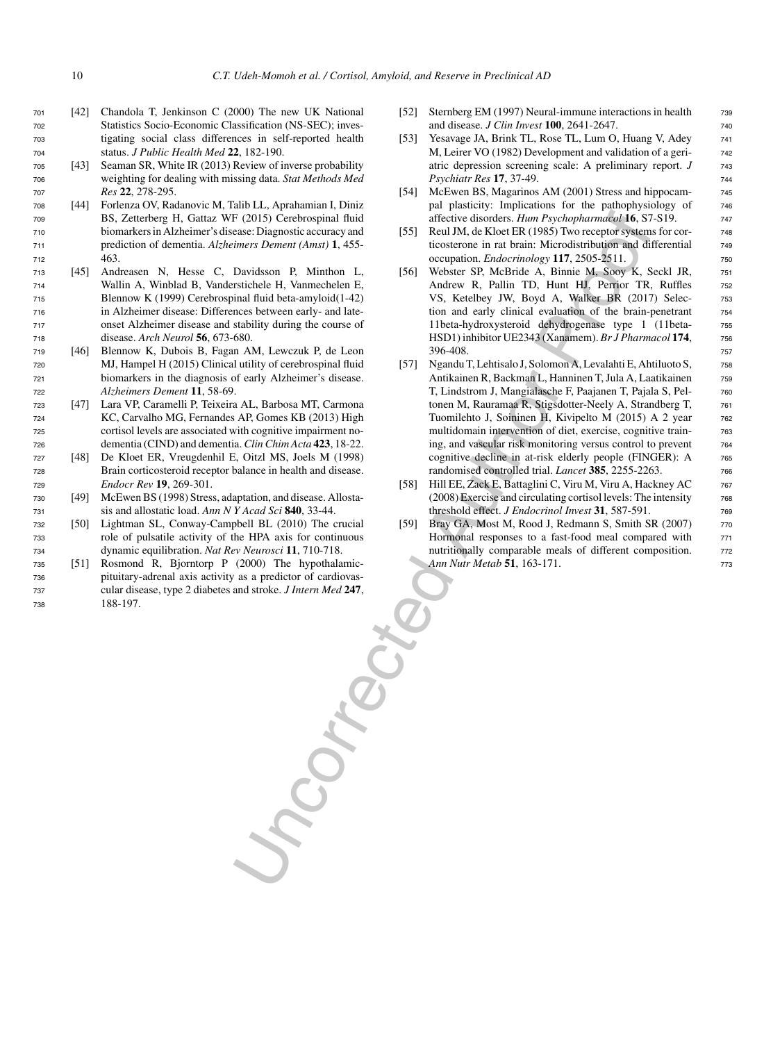[42] Chandola T, Jenkinson C (2000) The new UK National Statistics Socio-Economic Classification (NS-SEC); investigating social class differences in self-reported health status. *J Public Health Med* **22**, 182-190.

[43] Seaman SR, White IR (2013) Review of inverse probability weighting for dealing with missing data. *Stat Methods Med Res* **22**, 278-295.

[44] Forlenza OV, Radanovic M, Talib LL, Aprahamian I, Diniz BS, Zetterberg H, Gattaz WF (2015) Cerebrospinal fluid biomarkers in Alzheimer's disease: Diagnostic accuracy and prediction of dementia. *Alzheimers Dement (Amst)* **1**, 455-463.

[45] Andreasen N, Hesse C, Davidsson P, Minthon L, Wallin A, Winblad B, Vanderstichele H, Vanmechelen E, Blennow K (1999) Cerebrospinal fluid beta-amyloid(1-42) in Alzheimer disease: Differences between early- and late-onset Alzheimer disease and stability during the course of disease. *Arch Neurol* **56**, 673-680.

[46] Blennow K, Dubois B, Fagan AM, Lewczuk P, de Leon MJ, Hampel H (2015) Clinical utility of cerebrospinal fluid biomarkers in the diagnosis of early Alzheimer's disease. *Alzheimers Dement* **11**, 58-69.

[47] Lara VP, Caramelli P, Teixeira AL, Barbosa MT, Carmona KC, Carvalho MG, Fernandes AP, Gomes KB (2013) High cortisol levels are associated with cognitive impairment no-dementia (CIND) and dementia. *Clin Chim Acta* **423**, 18-22.

[48] De Kloet ER, Vreugdenhil E, Oitzl MS, Joels M (1998) Brain corticosteroid receptor balance in health and disease. *Endocr Rev* **19**, 269-301.

[49] McEwen BS (1998) Stress, adaptation, and disease. Allostasis and allostatic load. *Ann N Y Acad Sci* **840**, 33-44.

[50] Lightman SL, Conway-Campbell BL (2010) The crucial role of pulsatile activity of the HPA axis for continuous dynamic equilibration. *Nat Rev Neurosci* **11**, 710-718.

[51] Rosmond R, Bjorntorp P (2000) The hypothalamic-pituitary-adrenal axis activity as a predictor of cardiovascular disease, type 2 diabetes and stroke. *J Intern Med* **247**, 188-197.

[52] Sternberg EM (1997) Neural-immune interactions in health and disease. *J Clin Invest* **100**, 2641-2647.

[53] Yesavage JA, Brink TL, Rose TL, Lum O, Huang V, Adey M, Leirer VO (1982) Development and validation of a geriatric depression screening scale: A preliminary report. *J Psychiatr Res* **17**, 37-49.

[54] McEwen BS, Magarinos AM (2001) Stress and hippocampal plasticity: Implications for the pathophysiology of affective disorders. *Hum Psychopharmacol* **16**, S7-S19.

[55] Reul JM, de Kloet ER (1985) Two receptor systems for corticosterone in rat brain: Microdistribution and differential occupation. *Endocrinology* **117**, 2505-2511.

[56] Webster SP, McBride A, Binnie M, Sooy K, Seckl JR, Andrew R, Pallin TD, Hunt HJ, Perrior TR, Ruffles VS, Ketelbey JW, Boyd A, Walker BR (2017) Selection and early clinical evaluation of the brain-penetrant 11beta-hydroxysteroid dehydrogenase type 1 (11beta-HSD1) inhibitor UE2343 (Xanamem). *Br J Pharmacol* **174**, 396-408.

[57] Ngandu T, Lehtisalo J, Solomon A, Levalahti E, Ahtiluoto S, Antikainen R, Backman L, Hanninen T, Jula A, Laatikainen T, Lindstrom J, Mangialasche F, Paajanen T, Pajala S, Peltonen M, Rauramaa R, Stigsdotter-Neely A, Strandberg T, Tuomilehto J, Soininen H, Kivipelto M (2015) A 2 year multidomain intervention of diet, exercise, cognitive training, and vascular risk monitoring versus control to prevent cognitive decline in at-risk elderly people (FINGER): A randomised controlled trial. *Lancet* **385**, 2255-2263.

[58] Hill EE, Zack E, Battaglini C, Viru M, Viru A, Hackney AC (2008) Exercise and circulating cortisol levels: The intensity threshold effect. *J Endocrinol Invest* **31**, 587-591.

[59] Bray GA, Most M, Rood J, Redmann S, Smith SR (2007) Hormonal responses to a fast-food meal compared with nutritionally comparable meals of different composition. *Ann Nutr Metab* **51**, 163-171.